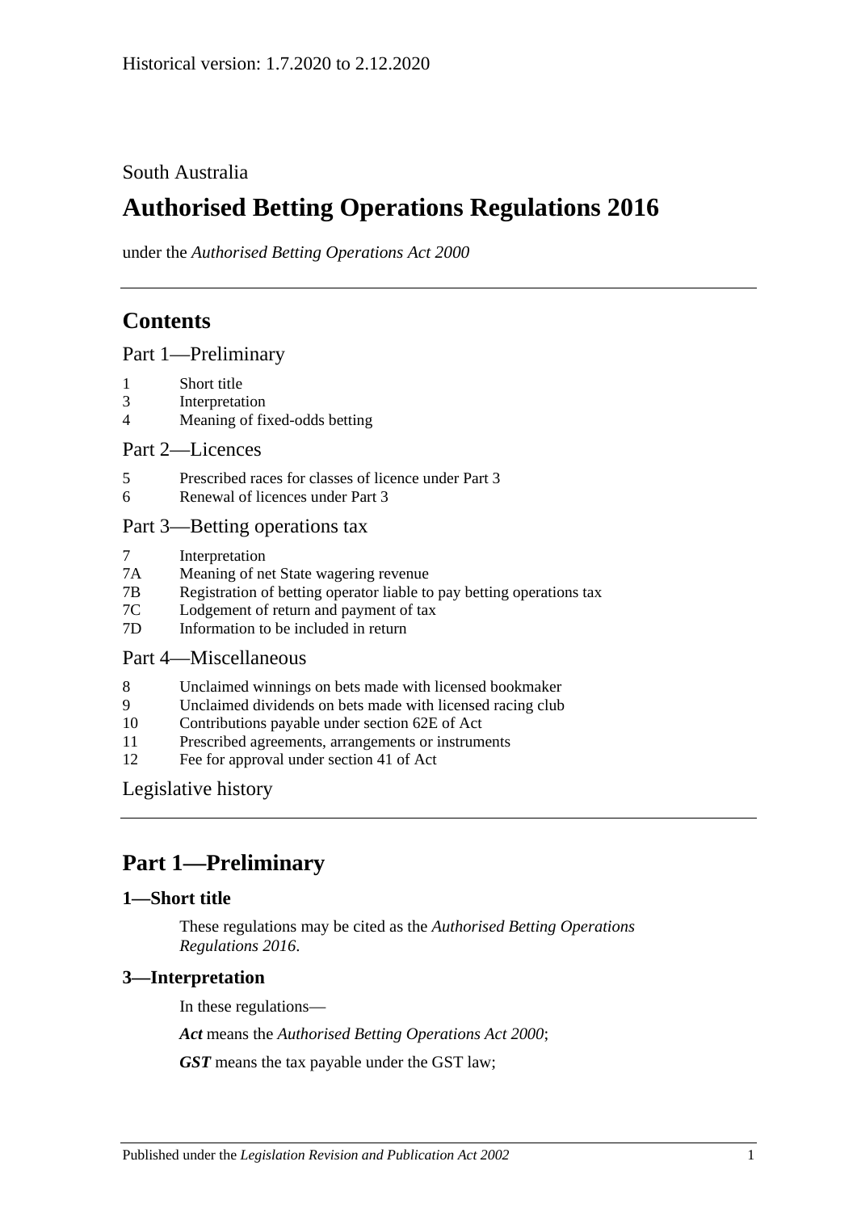Historical version: 1.7.2020 to 2.12.2020

South Australia

# Authorised Betting Operations Regulations 2016

under the *Authorised Betting Operations Act 2000*

## Contents

Part 1—Preliminary

1 Short title
3 Interpretation
4 Meaning of fixed-odds betting

Part 2—Licences

5 Prescribed races for classes of licence under Part 3
6 Renewal of licences under Part 3

Part 3—Betting operations tax

7 Interpretation
7A Meaning of net State wagering revenue
7B Registration of betting operator liable to pay betting operations tax
7C Lodgement of return and payment of tax
7D Information to be included in return

Part 4—Miscellaneous

8 Unclaimed winnings on bets made with licensed bookmaker
9 Unclaimed dividends on bets made with licensed racing club
10 Contributions payable under section 62E of Act
11 Prescribed agreements, arrangements or instruments
12 Fee for approval under section 41 of Act

Legislative history

## Part 1—Preliminary

### 1—Short title

These regulations may be cited as the *Authorised Betting Operations Regulations 2016*.

### 3—Interpretation

In these regulations—

***Act*** means the *Authorised Betting Operations Act 2000*;

***GST*** means the tax payable under the GST law;

Published under the *Legislation Revision and Publication Act 2002*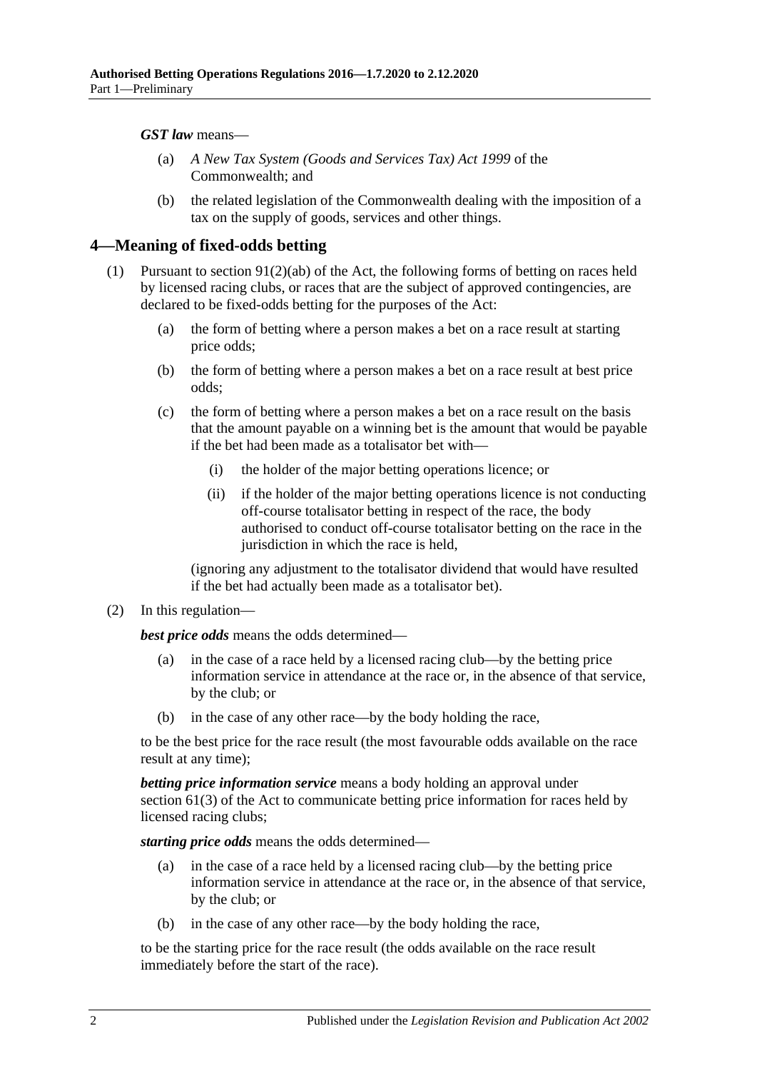***GST law*** means—

- (a) *A New Tax System (Goods and Services Tax) Act 1999* of the Commonwealth; and
- (b) the related legislation of the Commonwealth dealing with the imposition of a tax on the supply of goods, services and other things.

## 4—Meaning of fixed-odds betting

(1) Pursuant to section 91(2)(ab) of the Act, the following forms of betting on races held by licensed racing clubs, or races that are the subject of approved contingencies, are declared to be fixed-odds betting for the purposes of the Act:

- (a) the form of betting where a person makes a bet on a race result at starting price odds;
- (b) the form of betting where a person makes a bet on a race result at best price odds;
- (c) the form of betting where a person makes a bet on a race result on the basis that the amount payable on a winning bet is the amount that would be payable if the bet had been made as a totalisator bet with—
    - (i) the holder of the major betting operations licence; or
    - (ii) if the holder of the major betting operations licence is not conducting off-course totalisator betting in respect of the race, the body authorised to conduct off-course totalisator betting on the race in the jurisdiction in which the race is held,

    (ignoring any adjustment to the totalisator dividend that would have resulted if the bet had actually been made as a totalisator bet).

(2) In this regulation—

***best price odds*** means the odds determined—

- (a) in the case of a race held by a licensed racing club—by the betting price information service in attendance at the race or, in the absence of that service, by the club; or
- (b) in the case of any other race—by the body holding the race,

to be the best price for the race result (the most favourable odds available on the race result at any time);

***betting price information service*** means a body holding an approval under section 61(3) of the Act to communicate betting price information for races held by licensed racing clubs;

***starting price odds*** means the odds determined—

- (a) in the case of a race held by a licensed racing club—by the betting price information service in attendance at the race or, in the absence of that service, by the club; or
- (b) in the case of any other race—by the body holding the race,

to be the starting price for the race result (the odds available on the race result immediately before the start of the race).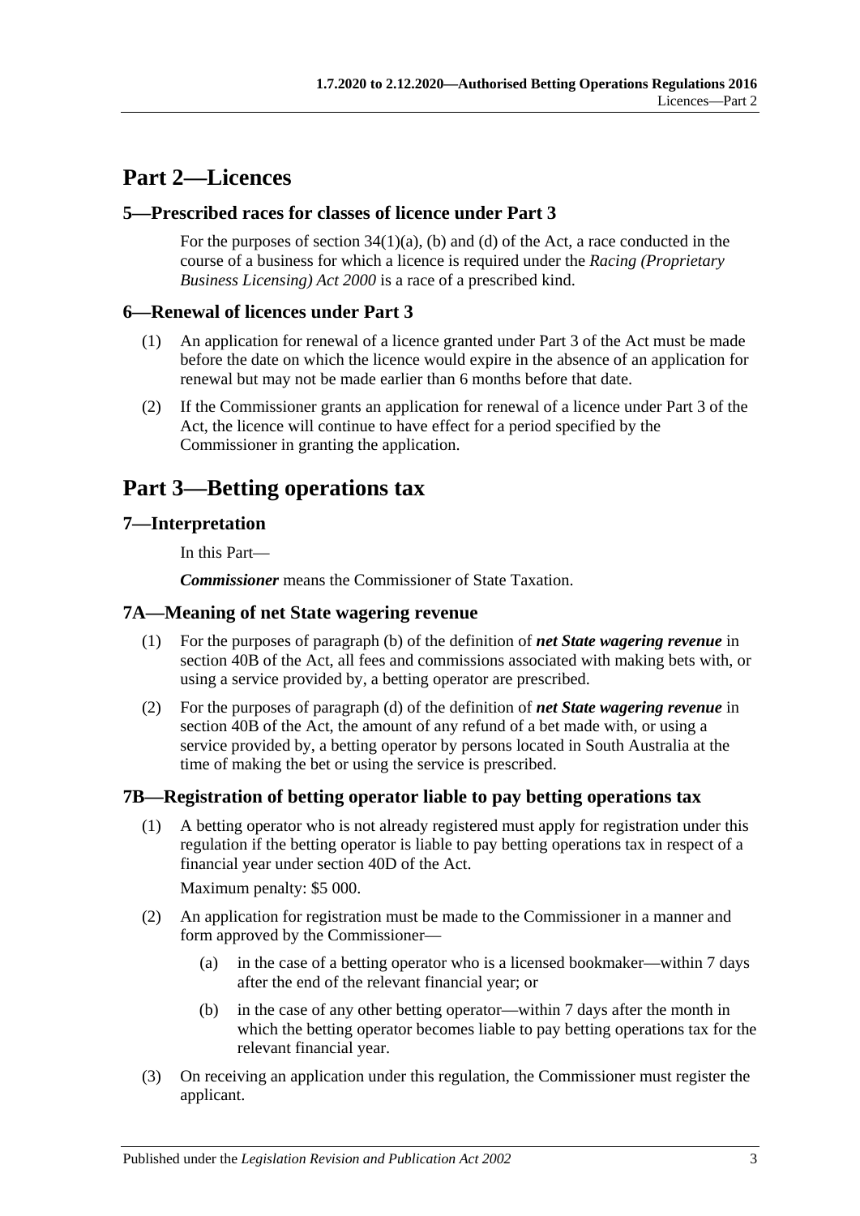## Part 2—Licences

### 5—Prescribed races for classes of licence under Part 3

For the purposes of section 34(1)(a), (b) and (d) of the Act, a race conducted in the course of a business for which a licence is required under the *Racing (Proprietary Business Licensing) Act 2000* is a race of a prescribed kind.

### 6—Renewal of licences under Part 3

(1) An application for renewal of a licence granted under Part 3 of the Act must be made before the date on which the licence would expire in the absence of an application for renewal but may not be made earlier than 6 months before that date.

(2) If the Commissioner grants an application for renewal of a licence under Part 3 of the Act, the licence will continue to have effect for a period specified by the Commissioner in granting the application.

## Part 3—Betting operations tax

### 7—Interpretation

In this Part—

***Commissioner*** means the Commissioner of State Taxation.

### 7A—Meaning of net State wagering revenue

(1) For the purposes of paragraph (b) of the definition of ***net State wagering revenue*** in section 40B of the Act, all fees and commissions associated with making bets with, or using a service provided by, a betting operator are prescribed.

(2) For the purposes of paragraph (d) of the definition of ***net State wagering revenue*** in section 40B of the Act, the amount of any refund of a bet made with, or using a service provided by, a betting operator by persons located in South Australia at the time of making the bet or using the service is prescribed.

### 7B—Registration of betting operator liable to pay betting operations tax

(1) A betting operator who is not already registered must apply for registration under this regulation if the betting operator is liable to pay betting operations tax in respect of a financial year under section 40D of the Act.

Maximum penalty: $5 000.

(2) An application for registration must be made to the Commissioner in a manner and form approved by the Commissioner—

(a) in the case of a betting operator who is a licensed bookmaker—within 7 days after the end of the relevant financial year; or

(b) in the case of any other betting operator—within 7 days after the month in which the betting operator becomes liable to pay betting operations tax for the relevant financial year.

(3) On receiving an application under this regulation, the Commissioner must register the applicant.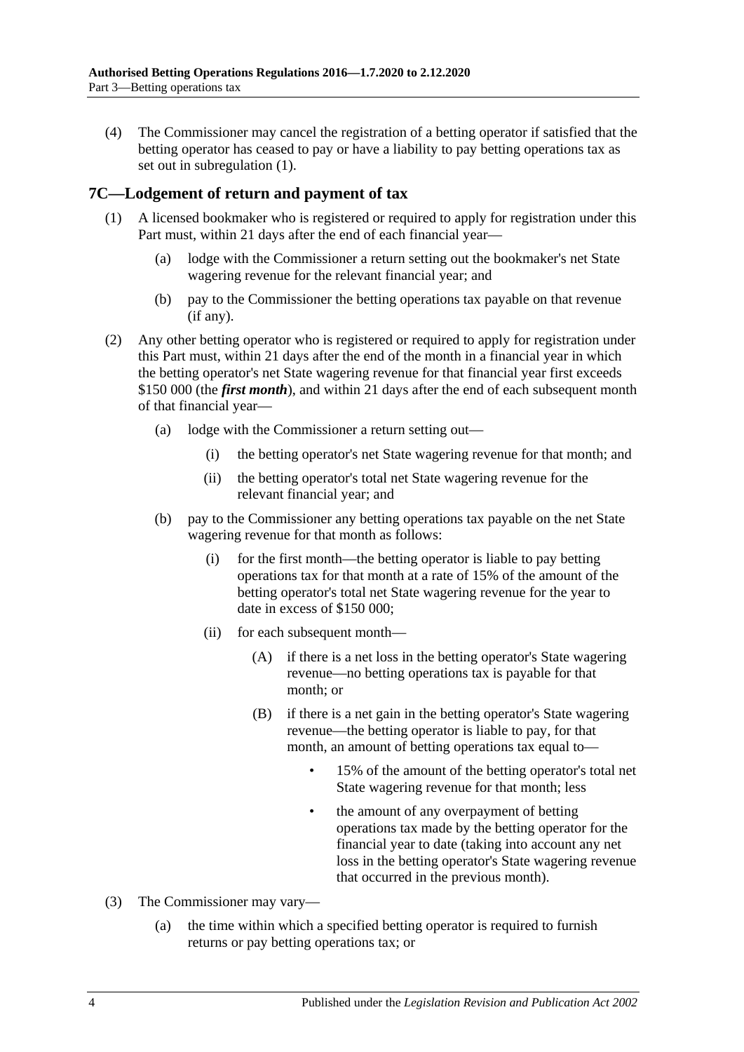(4) The Commissioner may cancel the registration of a betting operator if satisfied that the betting operator has ceased to pay or have a liability to pay betting operations tax as set out in subregulation (1).

## 7C—Lodgement of return and payment of tax

(1) A licensed bookmaker who is registered or required to apply for registration under this Part must, within 21 days after the end of each financial year—

(a) lodge with the Commissioner a return setting out the bookmaker's net State wagering revenue for the relevant financial year; and

(b) pay to the Commissioner the betting operations tax payable on that revenue (if any).

(2) Any other betting operator who is registered or required to apply for registration under this Part must, within 21 days after the end of the month in a financial year in which the betting operator's net State wagering revenue for that financial year first exceeds $150 000 (the ***first month***), and within 21 days after the end of each subsequent month of that financial year—

(a) lodge with the Commissioner a return setting out—

(i) the betting operator's net State wagering revenue for that month; and

(ii) the betting operator's total net State wagering revenue for the relevant financial year; and

(b) pay to the Commissioner any betting operations tax payable on the net State wagering revenue for that month as follows:

(i) for the first month—the betting operator is liable to pay betting operations tax for that month at a rate of 15% of the amount of the betting operator's total net State wagering revenue for the year to date in excess of $150 000;

(ii) for each subsequent month—

(A) if there is a net loss in the betting operator's State wagering revenue—no betting operations tax is payable for that month; or

(B) if there is a net gain in the betting operator's State wagering revenue—the betting operator is liable to pay, for that month, an amount of betting operations tax equal to—

- 15% of the amount of the betting operator's total net State wagering revenue for that month; less
- the amount of any overpayment of betting operations tax made by the betting operator for the financial year to date (taking into account any net loss in the betting operator's State wagering revenue that occurred in the previous month).

(3) The Commissioner may vary—

(a) the time within which a specified betting operator is required to furnish returns or pay betting operations tax; or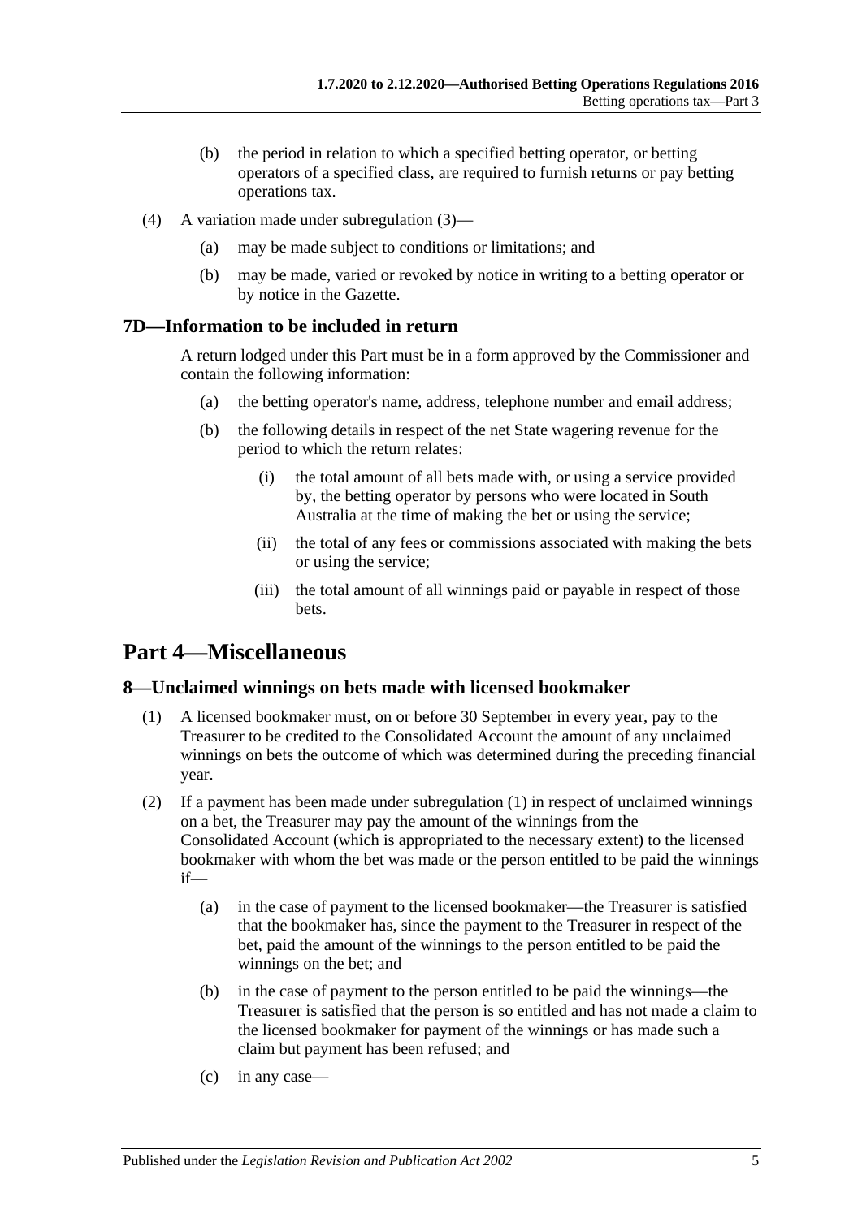(b) the period in relation to which a specified betting operator, or betting operators of a specified class, are required to furnish returns or pay betting operations tax.

(4) A variation made under subregulation (3)—

(a) may be made subject to conditions or limitations; and

(b) may be made, varied or revoked by notice in writing to a betting operator or by notice in the Gazette.

### 7D—Information to be included in return

A return lodged under this Part must be in a form approved by the Commissioner and contain the following information:

(a) the betting operator's name, address, telephone number and email address;

(b) the following details in respect of the net State wagering revenue for the period to which the return relates:

(i) the total amount of all bets made with, or using a service provided by, the betting operator by persons who were located in South Australia at the time of making the bet or using the service;

(ii) the total of any fees or commissions associated with making the bets or using the service;

(iii) the total amount of all winnings paid or payable in respect of those bets.

## Part 4—Miscellaneous

### 8—Unclaimed winnings on bets made with licensed bookmaker

(1) A licensed bookmaker must, on or before 30 September in every year, pay to the Treasurer to be credited to the Consolidated Account the amount of any unclaimed winnings on bets the outcome of which was determined during the preceding financial year.

(2) If a payment has been made under subregulation (1) in respect of unclaimed winnings on a bet, the Treasurer may pay the amount of the winnings from the Consolidated Account (which is appropriated to the necessary extent) to the licensed bookmaker with whom the bet was made or the person entitled to be paid the winnings if—

(a) in the case of payment to the licensed bookmaker—the Treasurer is satisfied that the bookmaker has, since the payment to the Treasurer in respect of the bet, paid the amount of the winnings to the person entitled to be paid the winnings on the bet; and

(b) in the case of payment to the person entitled to be paid the winnings—the Treasurer is satisfied that the person is so entitled and has not made a claim to the licensed bookmaker for payment of the winnings or has made such a claim but payment has been refused; and

(c) in any case—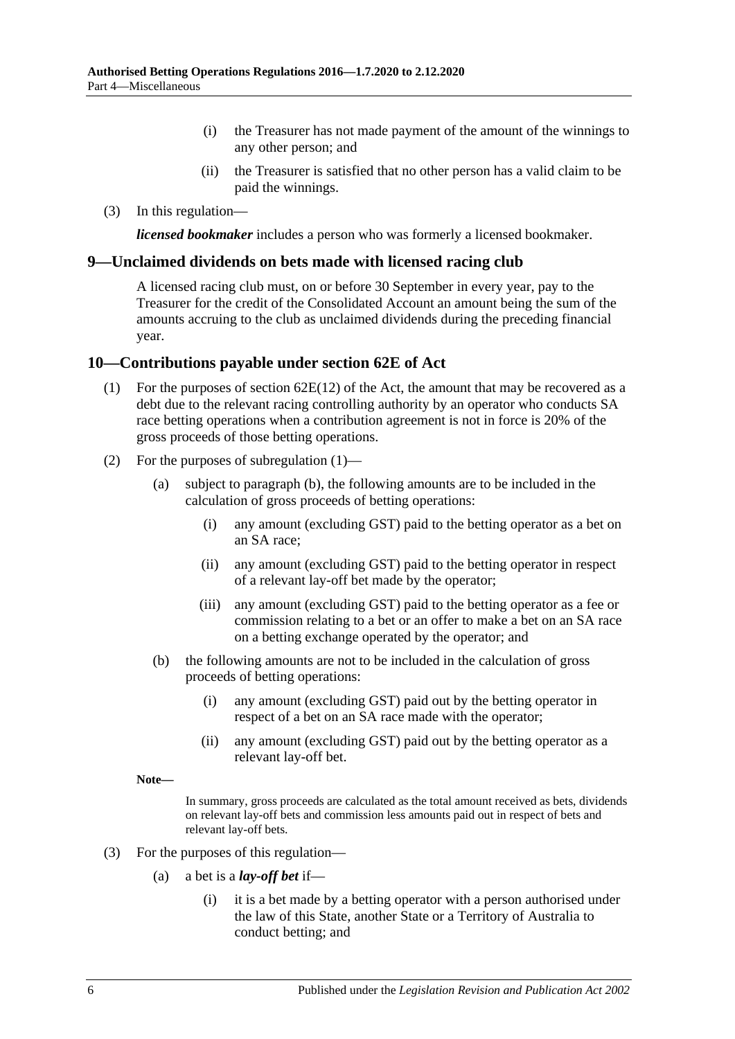(i) the Treasurer has not made payment of the amount of the winnings to any other person; and

(ii) the Treasurer is satisfied that no other person has a valid claim to be paid the winnings.

(3) In this regulation—

***licensed bookmaker*** includes a person who was formerly a licensed bookmaker.

## 9—Unclaimed dividends on bets made with licensed racing club

A licensed racing club must, on or before 30 September in every year, pay to the Treasurer for the credit of the Consolidated Account an amount being the sum of the amounts accruing to the club as unclaimed dividends during the preceding financial year.

## 10—Contributions payable under section 62E of Act

(1) For the purposes of section 62E(12) of the Act, the amount that may be recovered as a debt due to the relevant racing controlling authority by an operator who conducts SA race betting operations when a contribution agreement is not in force is 20% of the gross proceeds of those betting operations.

(2) For the purposes of subregulation (1)—

(a) subject to paragraph (b), the following amounts are to be included in the calculation of gross proceeds of betting operations:

(i) any amount (excluding GST) paid to the betting operator as a bet on an SA race;

(ii) any amount (excluding GST) paid to the betting operator in respect of a relevant lay-off bet made by the operator;

(iii) any amount (excluding GST) paid to the betting operator as a fee or commission relating to a bet or an offer to make a bet on an SA race on a betting exchange operated by the operator; and

(b) the following amounts are not to be included in the calculation of gross proceeds of betting operations:

(i) any amount (excluding GST) paid out by the betting operator in respect of a bet on an SA race made with the operator;

(ii) any amount (excluding GST) paid out by the betting operator as a relevant lay-off bet.

**Note—**

In summary, gross proceeds are calculated as the total amount received as bets, dividends on relevant lay-off bets and commission less amounts paid out in respect of bets and relevant lay-off bets.

(3) For the purposes of this regulation—

(a) a bet is a ***lay-off bet*** if—

(i) it is a bet made by a betting operator with a person authorised under the law of this State, another State or a Territory of Australia to conduct betting; and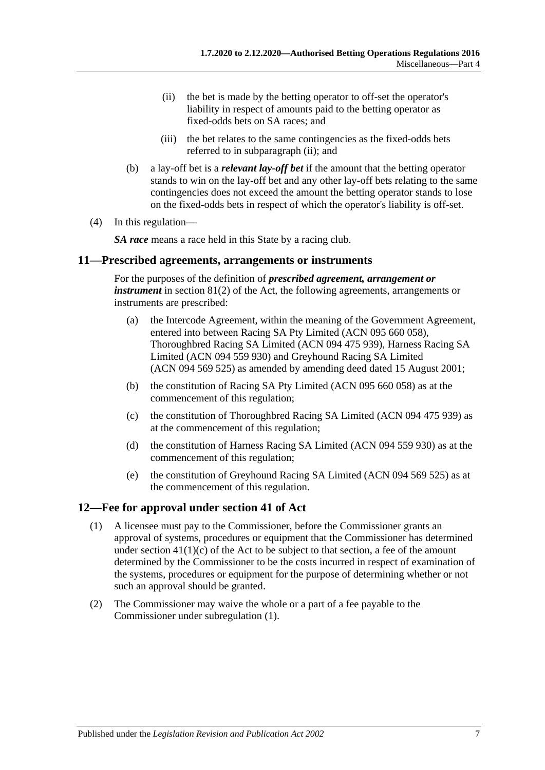(ii) the bet is made by the betting operator to off-set the operator's liability in respect of amounts paid to the betting operator as fixed-odds bets on SA races; and

(iii) the bet relates to the same contingencies as the fixed-odds bets referred to in subparagraph (ii); and

(b) a lay-off bet is a ***relevant lay-off bet*** if the amount that the betting operator stands to win on the lay-off bet and any other lay-off bets relating to the same contingencies does not exceed the amount the betting operator stands to lose on the fixed-odds bets in respect of which the operator's liability is off-set.

(4) In this regulation—

***SA race*** means a race held in this State by a racing club.

## 11—Prescribed agreements, arrangements or instruments

For the purposes of the definition of ***prescribed agreement, arrangement or instrument*** in section 81(2) of the Act, the following agreements, arrangements or instruments are prescribed:

(a) the Intercode Agreement, within the meaning of the Government Agreement, entered into between Racing SA Pty Limited (ACN 095 660 058), Thoroughbred Racing SA Limited (ACN 094 475 939), Harness Racing SA Limited (ACN 094 559 930) and Greyhound Racing SA Limited (ACN 094 569 525) as amended by amending deed dated 15 August 2001;

(b) the constitution of Racing SA Pty Limited (ACN 095 660 058) as at the commencement of this regulation;

(c) the constitution of Thoroughbred Racing SA Limited (ACN 094 475 939) as at the commencement of this regulation;

(d) the constitution of Harness Racing SA Limited (ACN 094 559 930) as at the commencement of this regulation;

(e) the constitution of Greyhound Racing SA Limited (ACN 094 569 525) as at the commencement of this regulation.

## 12—Fee for approval under section 41 of Act

(1) A licensee must pay to the Commissioner, before the Commissioner grants an approval of systems, procedures or equipment that the Commissioner has determined under section 41(1)(c) of the Act to be subject to that section, a fee of the amount determined by the Commissioner to be the costs incurred in respect of examination of the systems, procedures or equipment for the purpose of determining whether or not such an approval should be granted.

(2) The Commissioner may waive the whole or a part of a fee payable to the Commissioner under subregulation (1).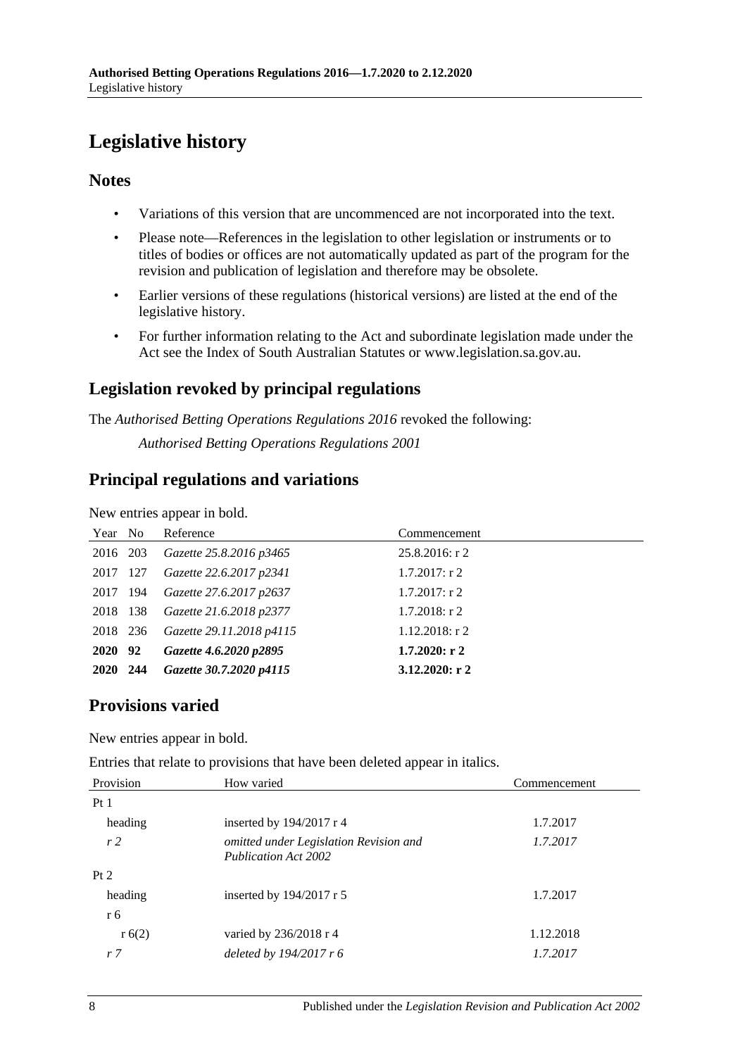# Legislative history

## Notes

- Variations of this version that are uncommenced are not incorporated into the text.
- Please note—References in the legislation to other legislation or instruments or to titles of bodies or offices are not automatically updated as part of the program for the revision and publication of legislation and therefore may be obsolete.
- Earlier versions of these regulations (historical versions) are listed at the end of the legislative history.
- For further information relating to the Act and subordinate legislation made under the Act see the Index of South Australian Statutes or www.legislation.sa.gov.au.

## Legislation revoked by principal regulations

The *Authorised Betting Operations Regulations 2016* revoked the following:

*Authorised Betting Operations Regulations 2001*

## Principal regulations and variations

New entries appear in bold.

| Year | No | Reference | Commencement |
|---|---|---|---|
| 2016 | 203 | *Gazette 25.8.2016 p3465* | 25.8.2016: r 2 |
| 2017 | 127 | *Gazette 22.6.2017 p2341* | 1.7.2017: r 2 |
| 2017 | 194 | *Gazette 27.6.2017 p2637* | 1.7.2017: r 2 |
| 2018 | 138 | *Gazette 21.6.2018 p2377* | 1.7.2018: r 2 |
| 2018 | 236 | *Gazette 29.11.2018 p4115* | 1.12.2018: r 2 |
| **2020** | **92** | ***Gazette 4.6.2020 p2895*** | **1.7.2020: r 2** |
| **2020** | **244** | ***Gazette 30.7.2020 p4115*** | **3.12.2020: r 2** |

## Provisions varied

New entries appear in bold.

Entries that relate to provisions that have been deleted appear in italics.

| Provision | How varied | Commencement |
|---|---|---|
| Pt 1 | | |
| heading | inserted by 194/2017 r 4 | 1.7.2017 |
| *r 2* | *omitted under Legislation Revision and Publication Act 2002* | *1.7.2017* |
| Pt 2 | | |
| heading | inserted by 194/2017 r 5 | 1.7.2017 |
| r 6 | | |
| r 6(2) | varied by 236/2018 r 4 | 1.12.2018 |
| *r 7* | *deleted by 194/2017 r 6* | *1.7.2017* |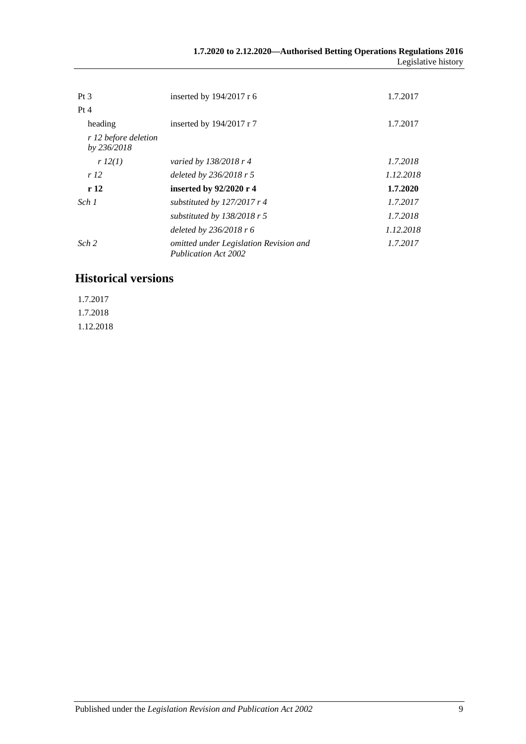| | | |
|---|---|---|
| Pt 3 | inserted by 194/2017 r 6 | 1.7.2017 |
| Pt 4 | | |
| heading | inserted by 194/2017 r 7 | 1.7.2017 |
| *r 12 before deletion by 236/2018* | | |
| *r 12(1)* | *varied by 138/2018 r 4* | *1.7.2018* |
| *r 12* | *deleted by 236/2018 r 5* | *1.12.2018* |
| **r 12** | **inserted by 92/2020 r 4** | **1.7.2020** |
| *Sch 1* | *substituted by 127/2017 r 4* | *1.7.2017* |
| | *substituted by 138/2018 r 5* | *1.7.2018* |
| | *deleted by 236/2018 r 6* | *1.12.2018* |
| *Sch 2* | *omitted under Legislation Revision and Publication Act 2002* | *1.7.2017* |

## Historical versions

1.7.2017

1.7.2018

1.12.2018